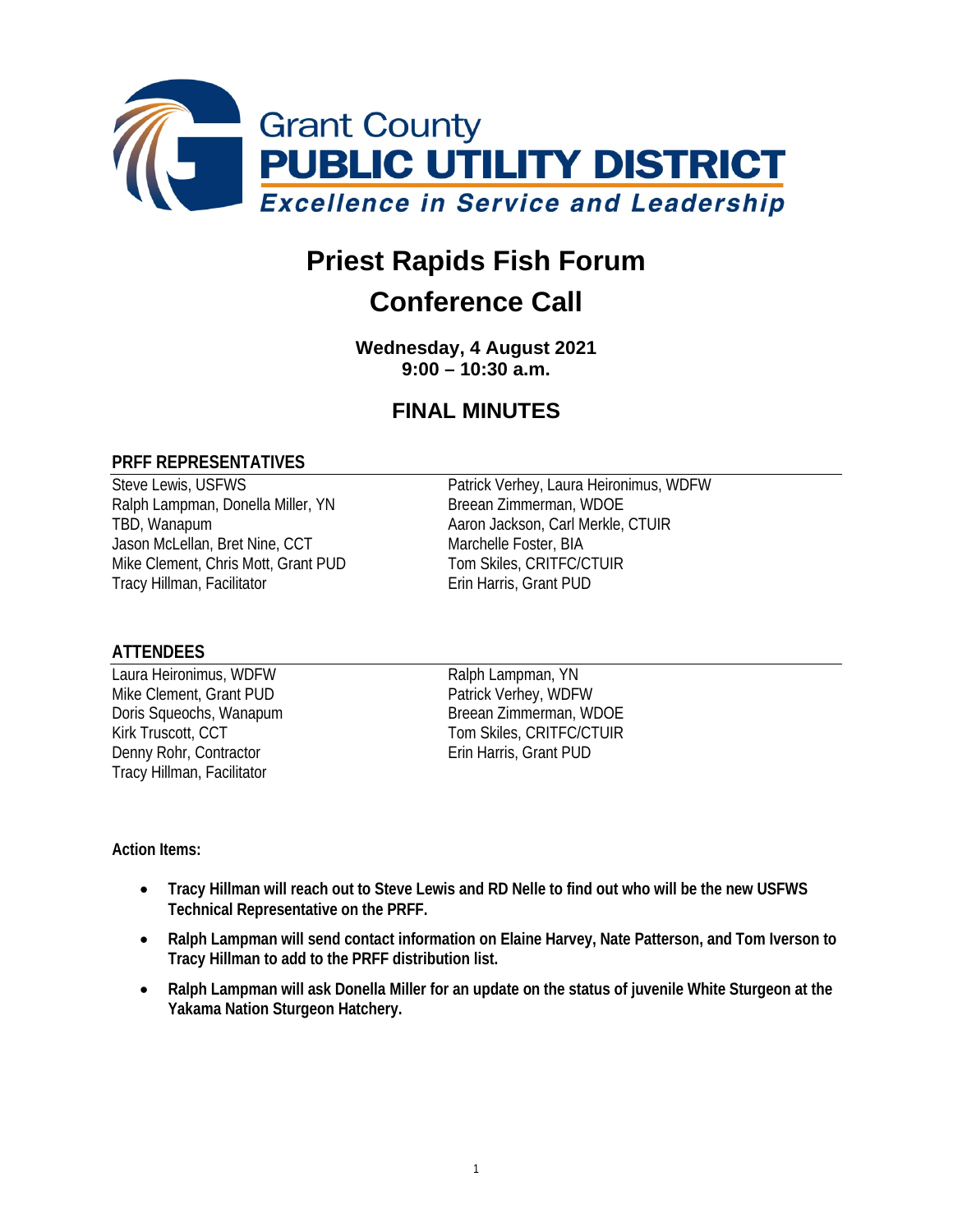Grant County
**PUBLIC UTILITY DISTRICT**
*Excellence in Service and Leadership*

# Priest Rapids Fish Forum
# Conference Call

**Wednesday, 4 August 2021**
**9:00 – 10:30 a.m.**

## FINAL MINUTES

### PRFF REPRESENTATIVES

Steve Lewis, USFWS
Ralph Lampman, Donella Miller, YN
TBD, Wanapum
Jason McLellan, Bret Nine, CCT
Mike Clement, Chris Mott, Grant PUD
Tracy Hillman, Facilitator
Patrick Verhey, Laura Heironimus, WDFW
Breean Zimmerman, WDOE
Aaron Jackson, Carl Merkle, CTUIR
Marchelle Foster, BIA
Tom Skiles, CRITFC/CTUIR
Erin Harris, Grant PUD

### ATTENDEES

Laura Heironimus, WDFW
Mike Clement, Grant PUD
Doris Squeochs, Wanapum
Kirk Truscott, CCT
Denny Rohr, Contractor
Tracy Hillman, Facilitator
Ralph Lampman, YN
Patrick Verhey, WDFW
Breean Zimmerman, WDOE
Tom Skiles, CRITFC/CTUIR
Erin Harris, Grant PUD

**Action Items:**

- **Tracy Hillman will reach out to Steve Lewis and RD Nelle to find out who will be the new USFWS Technical Representative on the PRFF.**
- **Ralph Lampman will send contact information on Elaine Harvey, Nate Patterson, and Tom Iverson to Tracy Hillman to add to the PRFF distribution list.**
- **Ralph Lampman will ask Donella Miller for an update on the status of juvenile White Sturgeon at the Yakama Nation Sturgeon Hatchery.**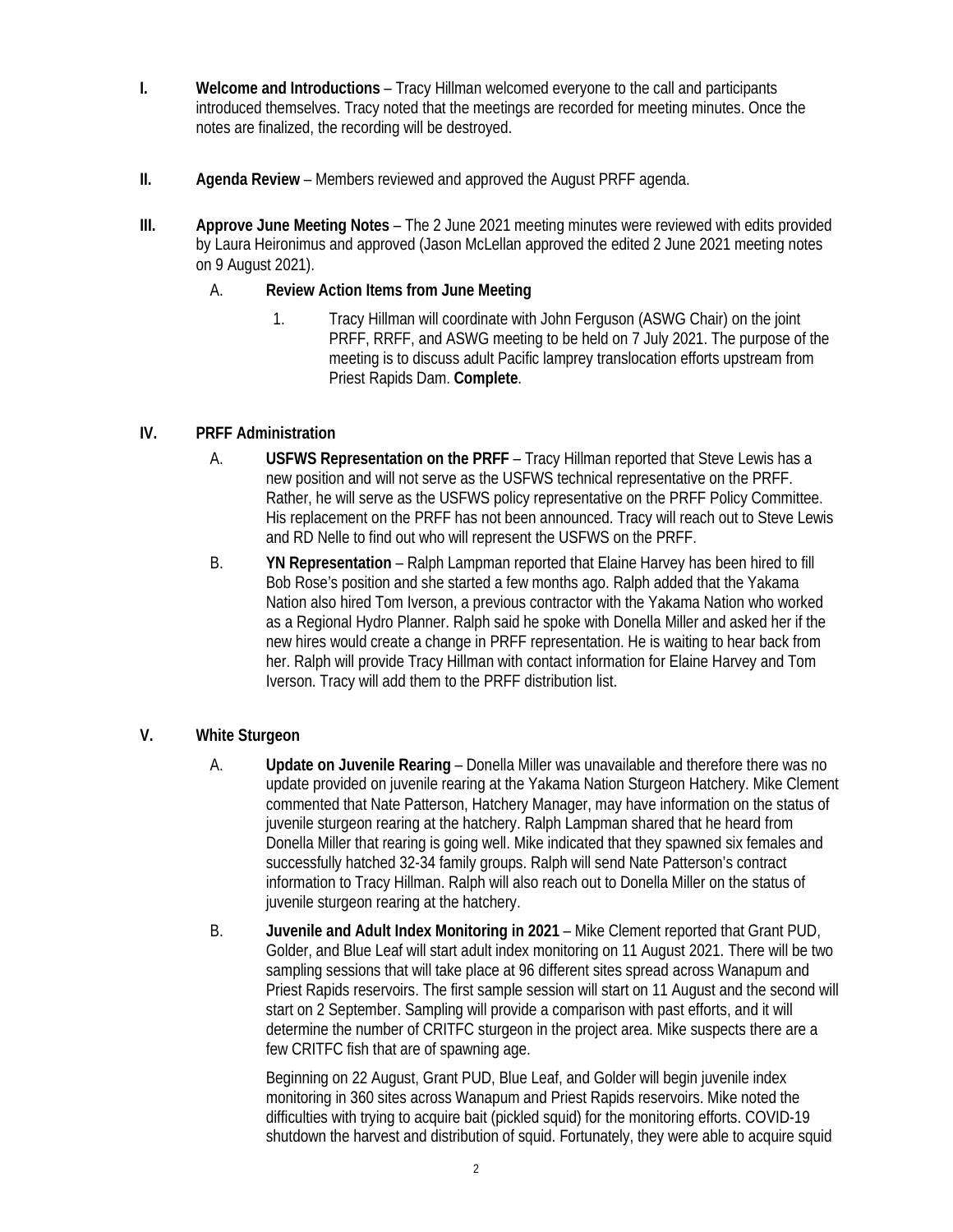**I. Welcome and Introductions** – Tracy Hillman welcomed everyone to the call and participants introduced themselves. Tracy noted that the meetings are recorded for meeting minutes. Once the notes are finalized, the recording will be destroyed.

**II. Agenda Review** – Members reviewed and approved the August PRFF agenda.

**III. Approve June Meeting Notes** – The 2 June 2021 meeting minutes were reviewed with edits provided by Laura Heironimus and approved (Jason McLellan approved the edited 2 June 2021 meeting notes on 9 August 2021).

A. **Review Action Items from June Meeting**

1. Tracy Hillman will coordinate with John Ferguson (ASWG Chair) on the joint PRFF, RRFF, and ASWG meeting to be held on 7 July 2021. The purpose of the meeting is to discuss adult Pacific lamprey translocation efforts upstream from Priest Rapids Dam. **Complete**.

**IV. PRFF Administration**

A. **USFWS Representation on the PRFF** – Tracy Hillman reported that Steve Lewis has a new position and will not serve as the USFWS technical representative on the PRFF. Rather, he will serve as the USFWS policy representative on the PRFF Policy Committee. His replacement on the PRFF has not been announced. Tracy will reach out to Steve Lewis and RD Nelle to find out who will represent the USFWS on the PRFF.

B. **YN Representation** – Ralph Lampman reported that Elaine Harvey has been hired to fill Bob Rose's position and she started a few months ago. Ralph added that the Yakama Nation also hired Tom Iverson, a previous contractor with the Yakama Nation who worked as a Regional Hydro Planner. Ralph said he spoke with Donella Miller and asked her if the new hires would create a change in PRFF representation. He is waiting to hear back from her. Ralph will provide Tracy Hillman with contact information for Elaine Harvey and Tom Iverson. Tracy will add them to the PRFF distribution list.

**V. White Sturgeon**

A. **Update on Juvenile Rearing** – Donella Miller was unavailable and therefore there was no update provided on juvenile rearing at the Yakama Nation Sturgeon Hatchery. Mike Clement commented that Nate Patterson, Hatchery Manager, may have information on the status of juvenile sturgeon rearing at the hatchery. Ralph Lampman shared that he heard from Donella Miller that rearing is going well. Mike indicated that they spawned six females and successfully hatched 32-34 family groups. Ralph will send Nate Patterson's contract information to Tracy Hillman. Ralph will also reach out to Donella Miller on the status of juvenile sturgeon rearing at the hatchery.

B. **Juvenile and Adult Index Monitoring in 2021** – Mike Clement reported that Grant PUD, Golder, and Blue Leaf will start adult index monitoring on 11 August 2021. There will be two sampling sessions that will take place at 96 different sites spread across Wanapum and Priest Rapids reservoirs. The first sample session will start on 11 August and the second will start on 2 September. Sampling will provide a comparison with past efforts, and it will determine the number of CRITFC sturgeon in the project area. Mike suspects there are a few CRITFC fish that are of spawning age.

Beginning on 22 August, Grant PUD, Blue Leaf, and Golder will begin juvenile index monitoring in 360 sites across Wanapum and Priest Rapids reservoirs. Mike noted the difficulties with trying to acquire bait (pickled squid) for the monitoring efforts. COVID-19 shutdown the harvest and distribution of squid. Fortunately, they were able to acquire squid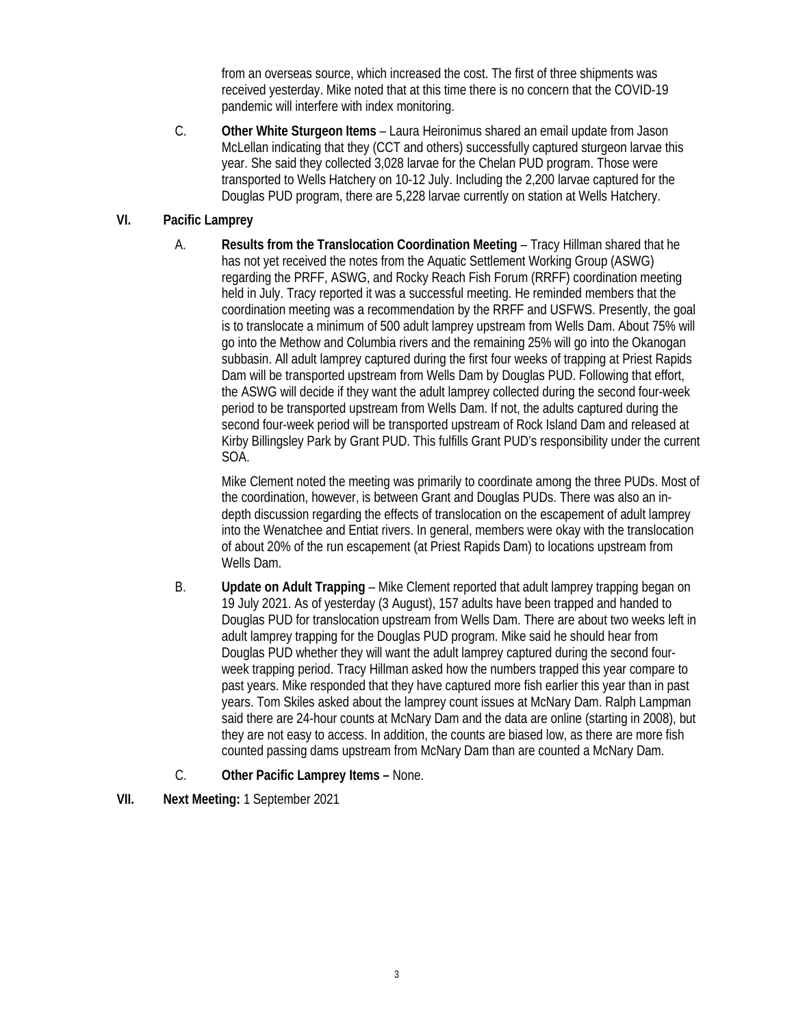from an overseas source, which increased the cost. The first of three shipments was received yesterday. Mike noted that at this time there is no concern that the COVID-19 pandemic will interfere with index monitoring.

C. **Other White Sturgeon Items** – Laura Heironimus shared an email update from Jason McLellan indicating that they (CCT and others) successfully captured sturgeon larvae this year. She said they collected 3,028 larvae for the Chelan PUD program. Those were transported to Wells Hatchery on 10-12 July. Including the 2,200 larvae captured for the Douglas PUD program, there are 5,228 larvae currently on station at Wells Hatchery.

## VI. Pacific Lamprey

A. **Results from the Translocation Coordination Meeting** – Tracy Hillman shared that he has not yet received the notes from the Aquatic Settlement Working Group (ASWG) regarding the PRFF, ASWG, and Rocky Reach Fish Forum (RRFF) coordination meeting held in July. Tracy reported it was a successful meeting. He reminded members that the coordination meeting was a recommendation by the RRFF and USFWS. Presently, the goal is to translocate a minimum of 500 adult lamprey upstream from Wells Dam. About 75% will go into the Methow and Columbia rivers and the remaining 25% will go into the Okanogan subbasin. All adult lamprey captured during the first four weeks of trapping at Priest Rapids Dam will be transported upstream from Wells Dam by Douglas PUD. Following that effort, the ASWG will decide if they want the adult lamprey collected during the second four-week period to be transported upstream from Wells Dam. If not, the adults captured during the second four-week period will be transported upstream of Rock Island Dam and released at Kirby Billingsley Park by Grant PUD. This fulfills Grant PUD's responsibility under the current SOA.

Mike Clement noted the meeting was primarily to coordinate among the three PUDs. Most of the coordination, however, is between Grant and Douglas PUDs. There was also an in-depth discussion regarding the effects of translocation on the escapement of adult lamprey into the Wenatchee and Entiat rivers. In general, members were okay with the translocation of about 20% of the run escapement (at Priest Rapids Dam) to locations upstream from Wells Dam.

B. **Update on Adult Trapping** – Mike Clement reported that adult lamprey trapping began on 19 July 2021. As of yesterday (3 August), 157 adults have been trapped and handed to Douglas PUD for translocation upstream from Wells Dam. There are about two weeks left in adult lamprey trapping for the Douglas PUD program. Mike said he should hear from Douglas PUD whether they will want the adult lamprey captured during the second four-week trapping period. Tracy Hillman asked how the numbers trapped this year compare to past years. Mike responded that they have captured more fish earlier this year than in past years. Tom Skiles asked about the lamprey count issues at McNary Dam. Ralph Lampman said there are 24-hour counts at McNary Dam and the data are online (starting in 2008), but they are not easy to access. In addition, the counts are biased low, as there are more fish counted passing dams upstream from McNary Dam than are counted a McNary Dam.

C. **Other Pacific Lamprey Items –** None.

## VII. Next Meeting: 1 September 2021